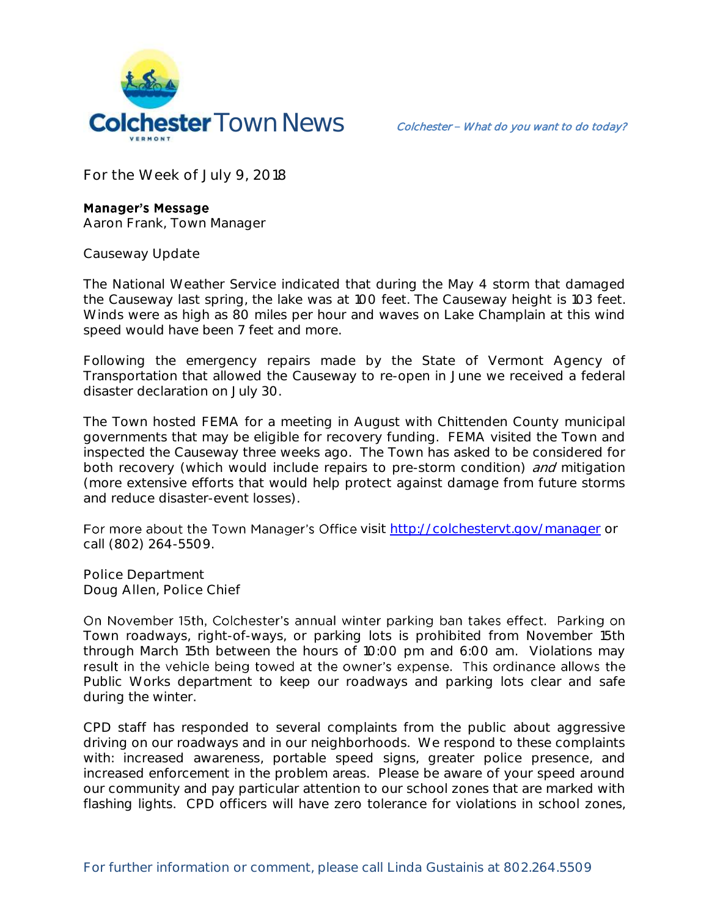# Colchester Town News

*Colchester – What do you want to do today?*

For the Week of July 9, 2018

**Manager's Message**
Aaron Frank, Town Manager

Causeway Update

The National Weather Service indicated that during the May 4 storm that damaged the Causeway last spring, the lake was at 100 feet. The Causeway height is 103 feet. Winds were as high as 80 miles per hour and waves on Lake Champlain at this wind speed would have been 7 feet and more.

Following the emergency repairs made by the State of Vermont Agency of Transportation that allowed the Causeway to re-open in June we received a federal disaster declaration on July 30.

The Town hosted FEMA for a meeting in August with Chittenden County municipal governments that may be eligible for recovery funding. FEMA visited the Town and inspected the Causeway three weeks ago. The Town has asked to be considered for both recovery (which would include repairs to pre-storm condition) *and* mitigation (more extensive efforts that would help protect against damage from future storms and reduce disaster-event losses).

For more about the Town Manager's Office visit http://colchestervt.gov/manager or call (802) 264-5509.

Police Department
Doug Allen, Police Chief

On November 15th, Colchester's annual winter parking ban takes effect. Parking on Town roadways, right-of-ways, or parking lots is prohibited from November 15th through March 15th between the hours of 10:00 pm and 6:00 am. Violations may result in the vehicle being towed at the owner's expense. This ordinance allows the Public Works department to keep our roadways and parking lots clear and safe during the winter.

CPD staff has responded to several complaints from the public about aggressive driving on our roadways and in our neighborhoods. We respond to these complaints with: increased awareness, portable speed signs, greater police presence, and increased enforcement in the problem areas. Please be aware of your speed around our community and pay particular attention to our school zones that are marked with flashing lights. CPD officers will have zero tolerance for violations in school zones,

For further information or comment, please call Linda Gustainis at 802.264.5509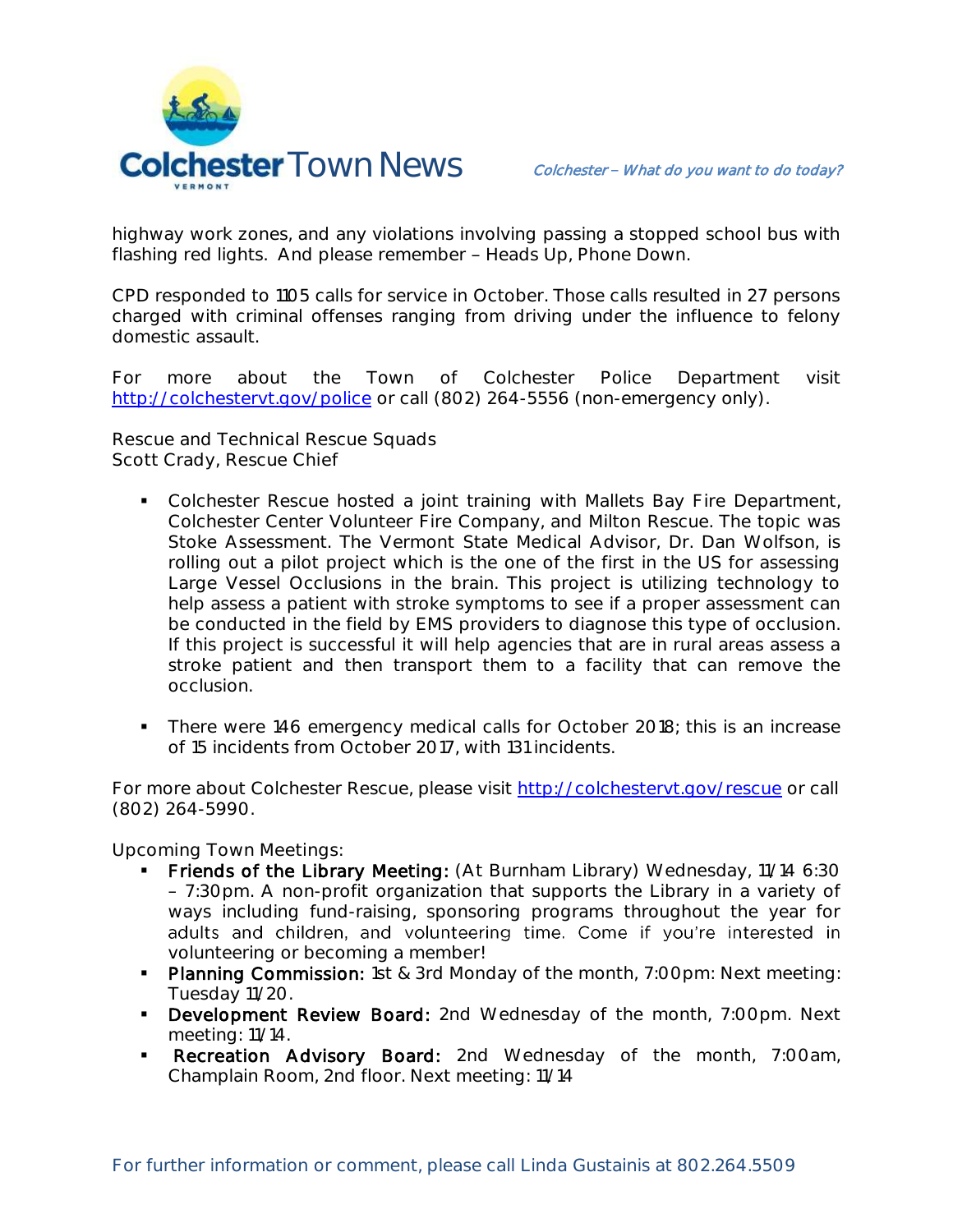highway work zones, and any violations involving passing a stopped school bus with flashing red lights. And please remember – Heads Up, Phone Down.

CPD responded to 1105 calls for service in October. Those calls resulted in 27 persons charged with criminal offenses ranging from driving under the influence to felony domestic assault.

For more about the Town of Colchester Police Department visit http://colchestervt.gov/police or call (802) 264-5556 (non-emergency only).

Rescue and Technical Rescue Squads
Scott Crady, Rescue Chief

- Colchester Rescue hosted a joint training with Mallets Bay Fire Department, Colchester Center Volunteer Fire Company, and Milton Rescue. The topic was Stoke Assessment. The Vermont State Medical Advisor, Dr. Dan Wolfson, is rolling out a pilot project which is the one of the first in the US for assessing Large Vessel Occlusions in the brain. This project is utilizing technology to help assess a patient with stroke symptoms to see if a proper assessment can be conducted in the field by EMS providers to diagnose this type of occlusion. If this project is successful it will help agencies that are in rural areas assess a stroke patient and then transport them to a facility that can remove the occlusion.

- There were 146 emergency medical calls for October 2018; this is an increase of 15 incidents from October 2017, with 131 incidents.

For more about Colchester Rescue, please visit http://colchestervt.gov/rescue or call (802) 264-5990.

Upcoming Town Meetings:

- **Friends of the Library Meeting:** (At Burnham Library) Wednesday, 11/14 6:30 – 7:30pm. A non-profit organization that supports the Library in a variety of ways including fund-raising, sponsoring programs throughout the year for adults and children, and volunteering time. Come if you're interested in volunteering or becoming a member!
- **Planning Commission:** 1st & 3rd Monday of the month, 7:00pm: Next meeting: Tuesday 11/20.
- **Development Review Board:** 2nd Wednesday of the month, 7:00pm. Next meeting: 11/14.
- **Recreation Advisory Board:** 2nd Wednesday of the month, 7:00am, Champlain Room, 2nd floor. Next meeting: 11/14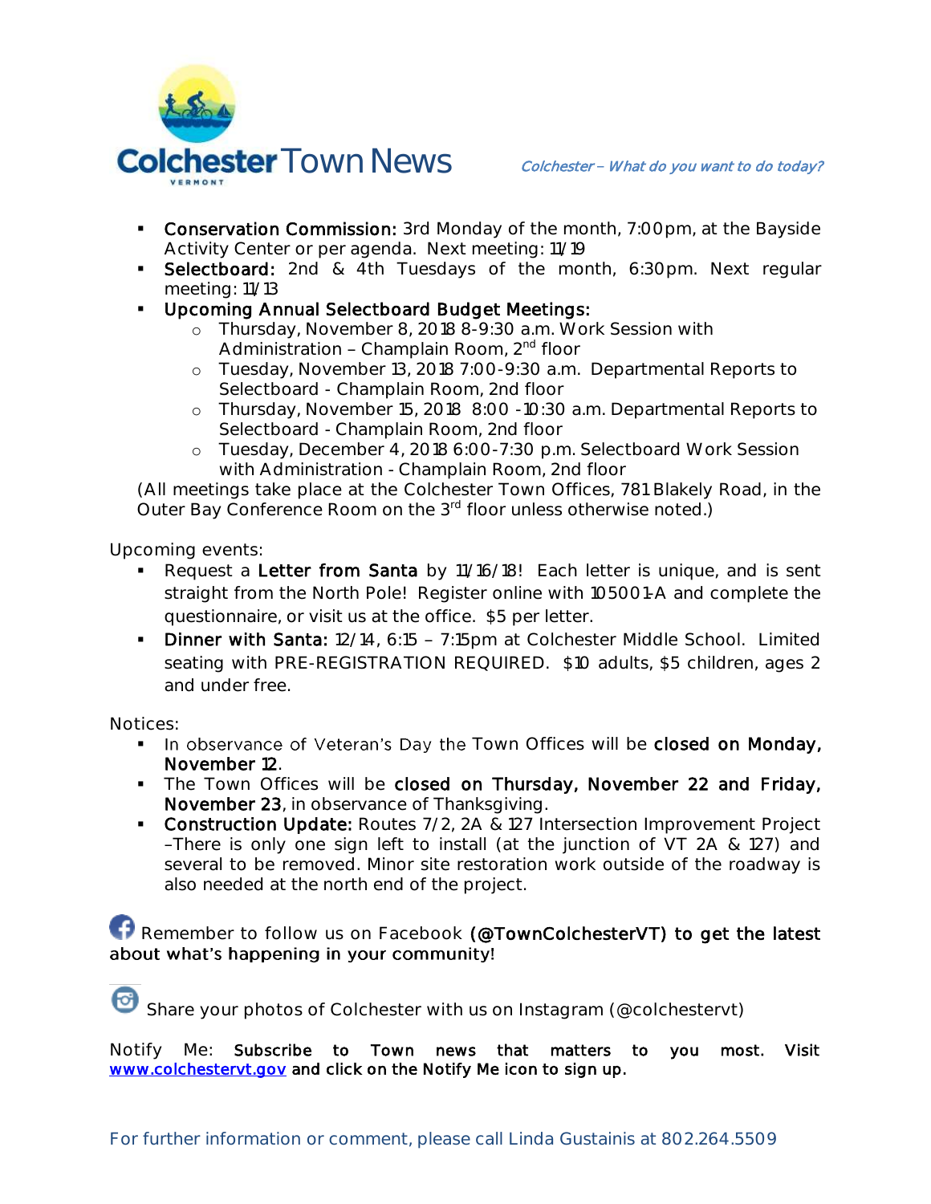# Colchester Town News

*Colchester – What do you want to do today?*

- **Conservation Commission:** 3rd Monday of the month, 7:00pm, at the Bayside Activity Center or per agenda. Next meeting: 11/19
- **Selectboard:** 2nd & 4th Tuesdays of the month, 6:30pm. Next regular meeting: 11/13
- **Upcoming Annual Selectboard Budget Meetings:**
  - Thursday, November 8, 2018 8-9:30 a.m. Work Session with Administration – Champlain Room, 2nd floor
  - Tuesday, November 13, 2018 7:00-9:30 a.m. Departmental Reports to Selectboard - Champlain Room, 2nd floor
  - Thursday, November 15, 2018 8:00 -10:30 a.m. Departmental Reports to Selectboard - Champlain Room, 2nd floor
  - Tuesday, December 4, 2018 6:00-7:30 p.m. Selectboard Work Session with Administration - Champlain Room, 2nd floor

(All meetings take place at the Colchester Town Offices, 781 Blakely Road, in the Outer Bay Conference Room on the 3rd floor unless otherwise noted.)

Upcoming events:

- Request a **Letter from Santa** by 11/16/18! Each letter is unique, and is sent straight from the North Pole! Register online with 105001-A and complete the questionnaire, or visit us at the office. $5 per letter.
- **Dinner with Santa:** 12/14, 6:15 – 7:15pm at Colchester Middle School. Limited seating with PRE-REGISTRATION REQUIRED. $10 adults, $5 children, ages 2 and under free.

Notices:

- In observance of Veteran's Day the Town Offices will be **closed on Monday, November 12**.
- The Town Offices will be **closed on Thursday, November 22 and Friday, November 23**, in observance of Thanksgiving.
- **Construction Update:** Routes 7/2, 2A & 127 Intersection Improvement Project –There is only one sign left to install (at the junction of VT 2A & 127) and several to be removed. Minor site restoration work outside of the roadway is also needed at the north end of the project.

Remember to follow us on Facebook **(@TownColchesterVT) to get the latest about what's happening in your community!**

Share your photos of Colchester with us on Instagram (@colchestervt)

Notify Me: **Subscribe to Town news that matters to you most. Visit [www.colchestervt.gov](http://www.colchestervt.gov) and click on the Notify Me icon to sign up.**

For further information or comment, please call Linda Gustainis at 802.264.5509